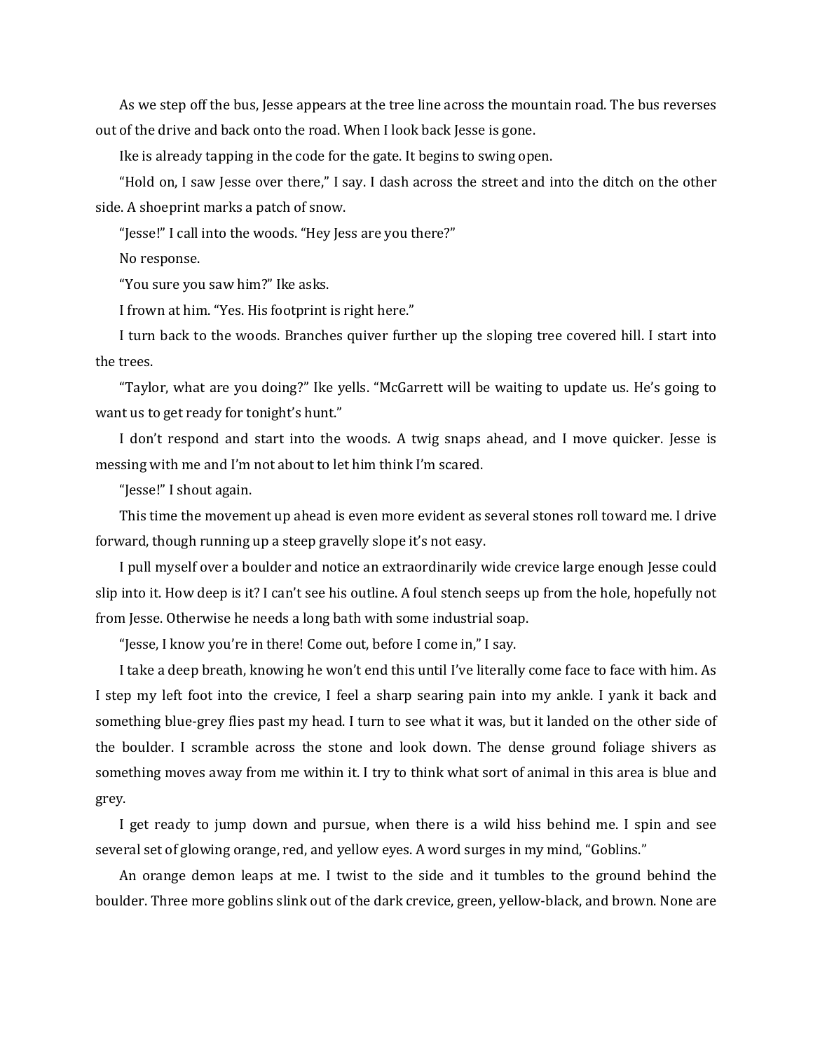As we step off the bus, Jesse appears at the tree line across the mountain road. The bus reverses out of the drive and back onto the road. When I look back Jesse is gone.

Ike is already tapping in the code for the gate. It begins to swing open.

"Hold on, I saw Jesse over there," I say. I dash across the street and into the ditch on the other side. A shoeprint marks a patch of snow.

"Jesse!" I call into the woods. "Hey Jess are you there?"

No response.

"You sure you saw him?" Ike asks.

I frown at him. "Yes. His footprint is right here."

I turn back to the woods. Branches quiver further up the sloping tree covered hill. I start into the trees.

"Taylor, what are you doing?" Ike yells. "McGarrett will be waiting to update us. He's going to want us to get ready for tonight's hunt."

I don't respond and start into the woods. A twig snaps ahead, and I move quicker. Jesse is messing with me and I'm not about to let him think I'm scared.

"Jesse!" I shout again.

This time the movement up ahead is even more evident as several stones roll toward me. I drive forward, though running up a steep gravelly slope it's not easy.

I pull myself over a boulder and notice an extraordinarily wide crevice large enough Jesse could slip into it. How deep is it? I can't see his outline. A foul stench seeps up from the hole, hopefully not from Jesse. Otherwise he needs a long bath with some industrial soap.

"Jesse, I know you're in there! Come out, before I come in," I say.

I take a deep breath, knowing he won't end this until I've literally come face to face with him. As I step my left foot into the crevice, I feel a sharp searing pain into my ankle. I yank it back and something blue-grey flies past my head. I turn to see what it was, but it landed on the other side of the boulder. I scramble across the stone and look down. The dense ground foliage shivers as something moves away from me within it. I try to think what sort of animal in this area is blue and grey.

I get ready to jump down and pursue, when there is a wild hiss behind me. I spin and see several set of glowing orange, red, and yellow eyes. A word surges in my mind, "Goblins."

An orange demon leaps at me. I twist to the side and it tumbles to the ground behind the boulder. Three more goblins slink out of the dark crevice, green, yellow-black, and brown. None are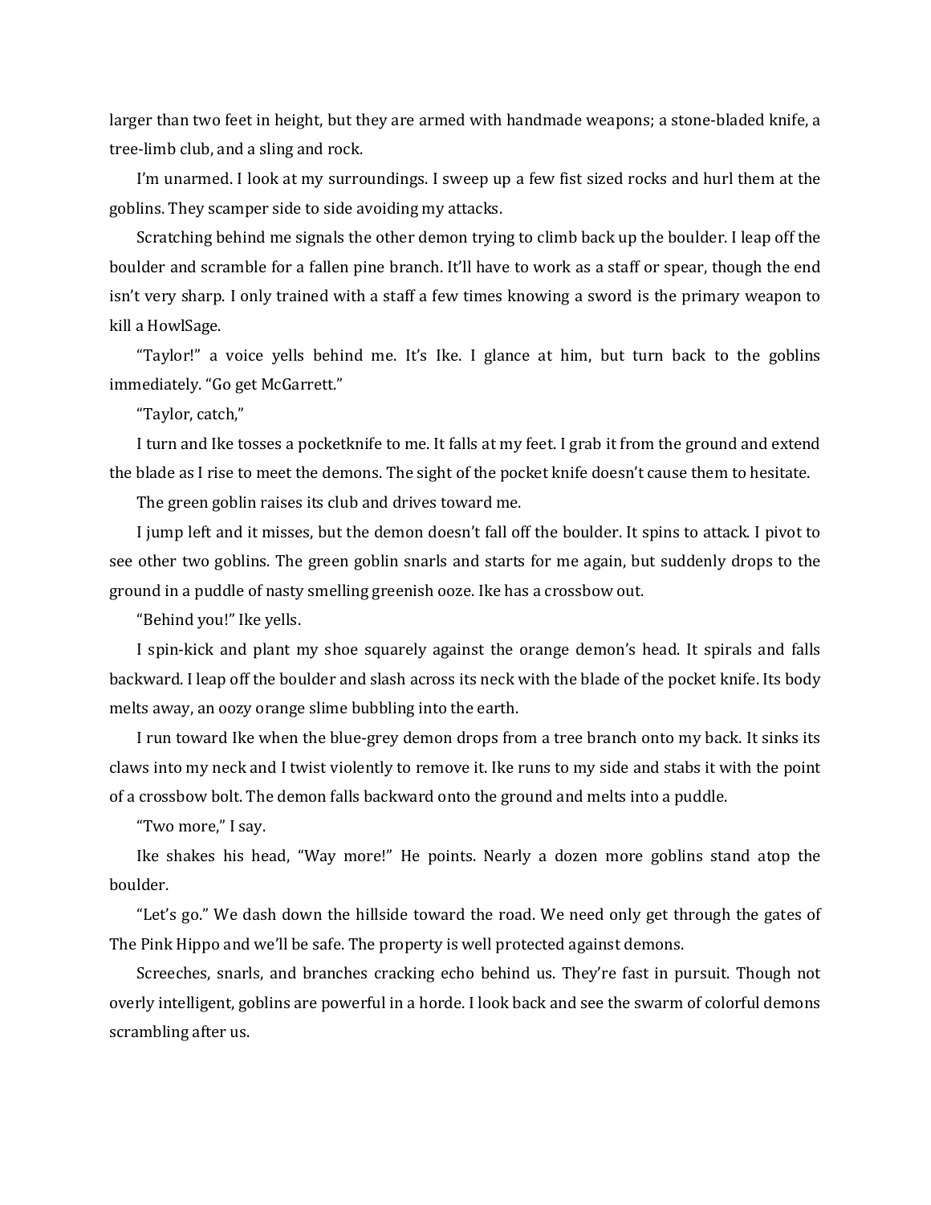larger than two feet in height, but they are armed with handmade weapons; a stone-bladed knife, a tree-limb club, and a sling and rock.

I'm unarmed. I look at my surroundings. I sweep up a few fist sized rocks and hurl them at the goblins. They scamper side to side avoiding my attacks.

Scratching behind me signals the other demon trying to climb back up the boulder. I leap off the boulder and scramble for a fallen pine branch. It'll have to work as a staff or spear, though the end isn't very sharp. I only trained with a staff a few times knowing a sword is the primary weapon to kill a HowlSage.

"Taylor!" a voice yells behind me. It's Ike. I glance at him, but turn back to the goblins immediately. "Go get McGarrett."

"Taylor, catch,"

I turn and Ike tosses a pocketknife to me. It falls at my feet. I grab it from the ground and extend the blade as I rise to meet the demons. The sight of the pocket knife doesn't cause them to hesitate.

The green goblin raises its club and drives toward me.

I jump left and it misses, but the demon doesn't fall off the boulder. It spins to attack. I pivot to see other two goblins. The green goblin snarls and starts for me again, but suddenly drops to the ground in a puddle of nasty smelling greenish ooze. Ike has a crossbow out.

"Behind you!" Ike yells.

I spin-kick and plant my shoe squarely against the orange demon's head. It spirals and falls backward. I leap off the boulder and slash across its neck with the blade of the pocket knife. Its body melts away, an oozy orange slime bubbling into the earth.

I run toward Ike when the blue-grey demon drops from a tree branch onto my back. It sinks its claws into my neck and I twist violently to remove it. Ike runs to my side and stabs it with the point of a crossbow bolt. The demon falls backward onto the ground and melts into a puddle.

"Two more," I say.

Ike shakes his head, "Way more!" He points. Nearly a dozen more goblins stand atop the boulder.

"Let's go." We dash down the hillside toward the road. We need only get through the gates of The Pink Hippo and we'll be safe. The property is well protected against demons.

Screeches, snarls, and branches cracking echo behind us. They're fast in pursuit. Though not overly intelligent, goblins are powerful in a horde. I look back and see the swarm of colorful demons scrambling after us.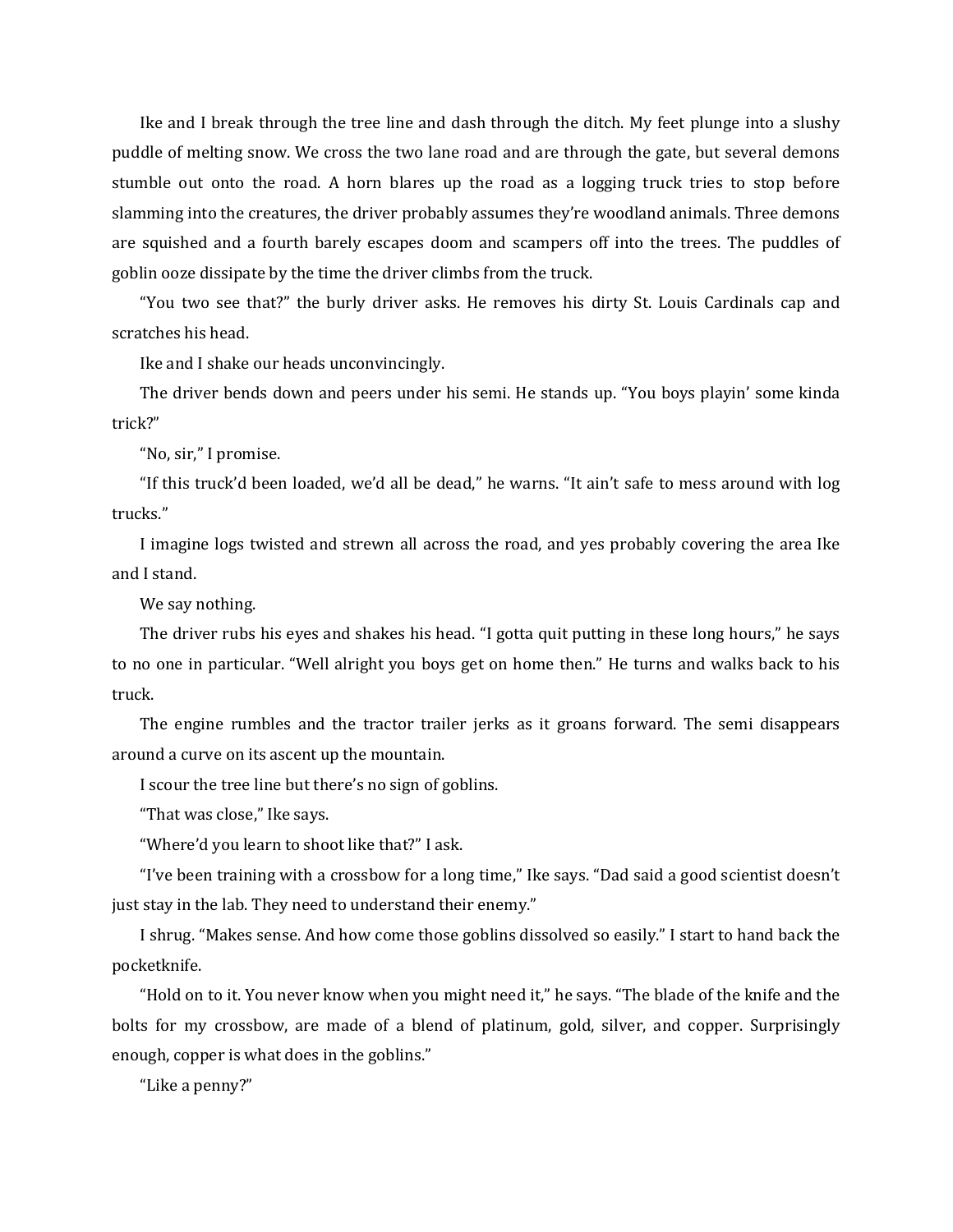Ike and I break through the tree line and dash through the ditch. My feet plunge into a slushy puddle of melting snow. We cross the two lane road and are through the gate, but several demons stumble out onto the road. A horn blares up the road as a logging truck tries to stop before slamming into the creatures, the driver probably assumes they're woodland animals. Three demons are squished and a fourth barely escapes doom and scampers off into the trees. The puddles of goblin ooze dissipate by the time the driver climbs from the truck.

"You two see that?" the burly driver asks. He removes his dirty St. Louis Cardinals cap and scratches his head.

Ike and I shake our heads unconvincingly.

The driver bends down and peers under his semi. He stands up. "You boys playin' some kinda trick?"

"No, sir," I promise.

"If this truck'd been loaded, we'd all be dead," he warns. "It ain't safe to mess around with log trucks."

I imagine logs twisted and strewn all across the road, and yes probably covering the area Ike and I stand.

We say nothing.

The driver rubs his eyes and shakes his head. "I gotta quit putting in these long hours," he says to no one in particular. "Well alright you boys get on home then." He turns and walks back to his truck.

The engine rumbles and the tractor trailer jerks as it groans forward. The semi disappears around a curve on its ascent up the mountain.

I scour the tree line but there's no sign of goblins.

"That was close," Ike says.

"Where'd you learn to shoot like that?" I ask.

"I've been training with a crossbow for a long time," Ike says. "Dad said a good scientist doesn't just stay in the lab. They need to understand their enemy."

I shrug. "Makes sense. And how come those goblins dissolved so easily." I start to hand back the pocketknife.

"Hold on to it. You never know when you might need it," he says. "The blade of the knife and the bolts for my crossbow, are made of a blend of platinum, gold, silver, and copper. Surprisingly enough, copper is what does in the goblins."

"Like a penny?"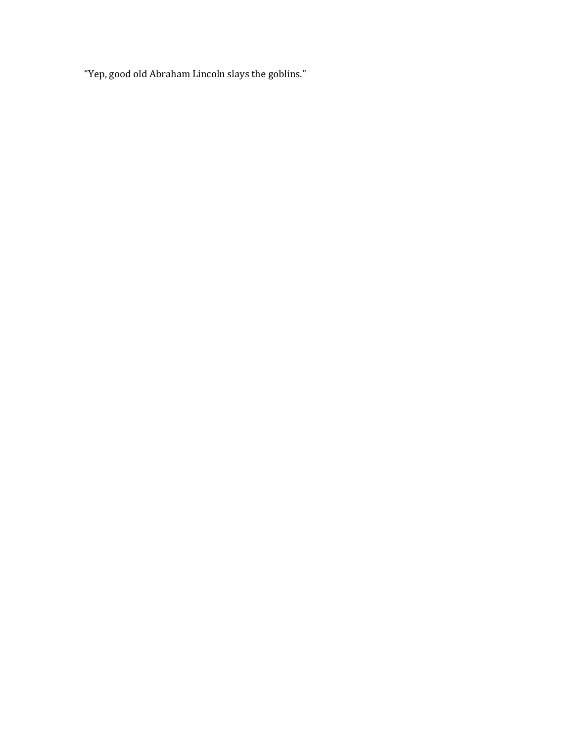"Yep, good old Abraham Lincoln slays the goblins."